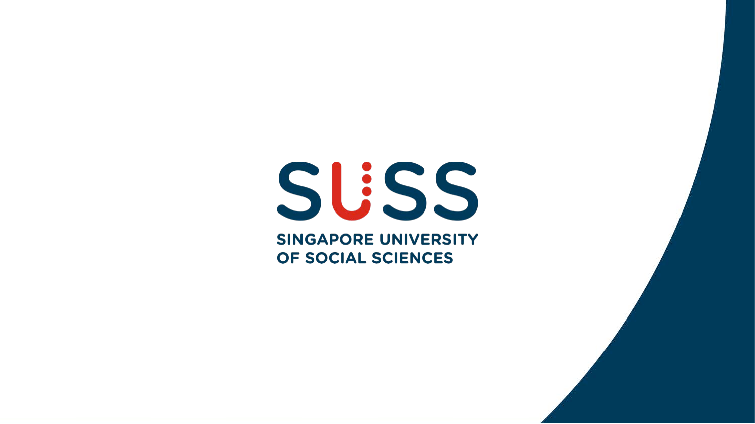SUSS

SINGAPORE UNIVERSITY OF SOCIAL SCIENCES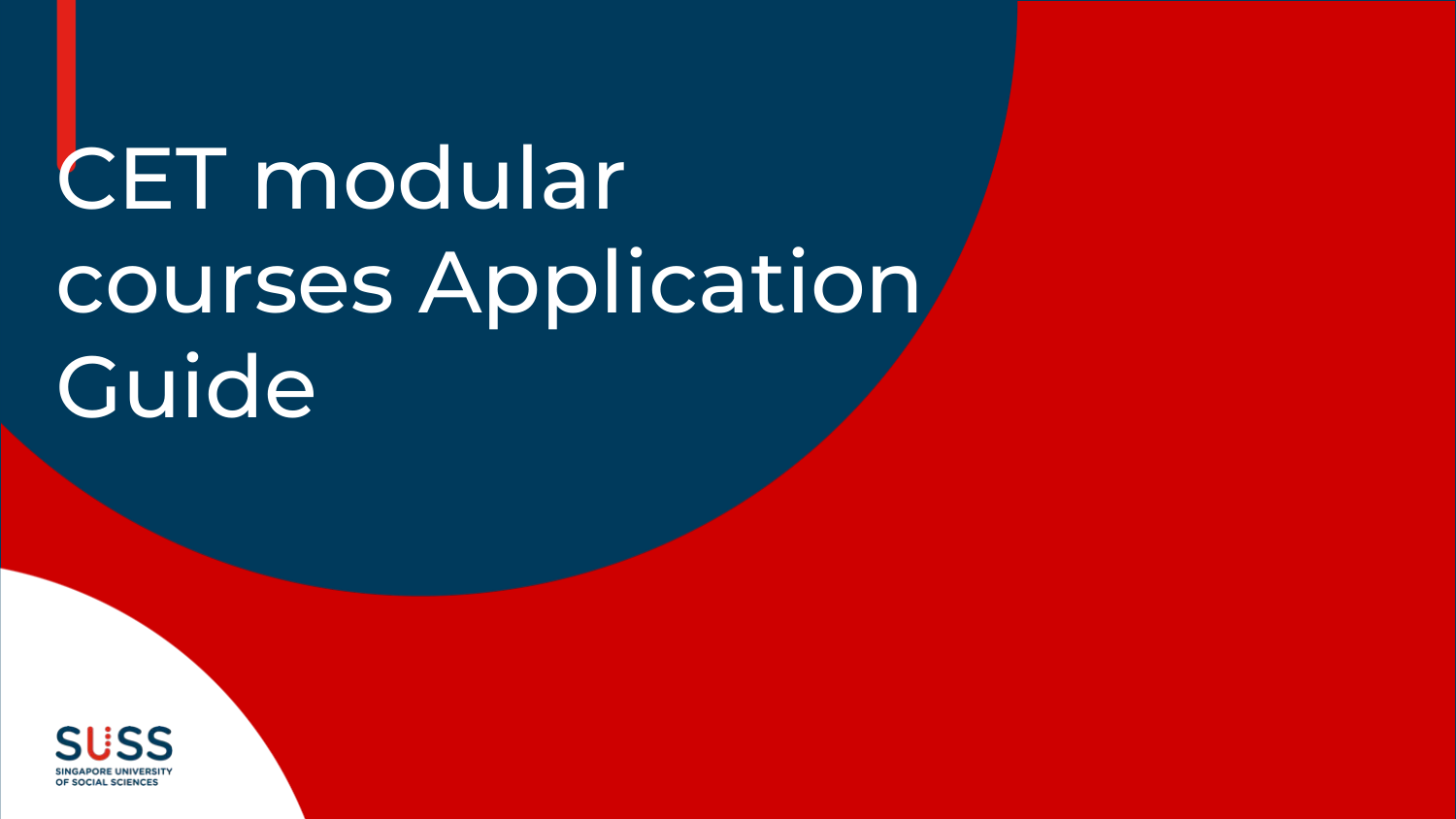# CET modular courses Application Guide

SUSS

SINGAPORE UNIVERSITY OF SOCIAL SCIENCES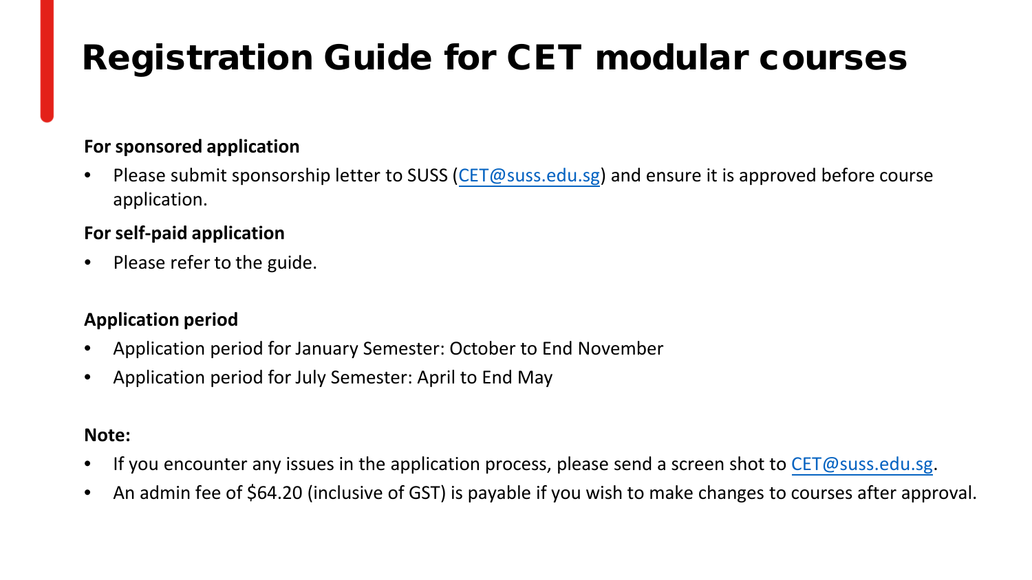# Registration Guide for CET modular courses

**For sponsored application**

- Please submit sponsorship letter to SUSS (CET@suss.edu.sg) and ensure it is approved before course application.

**For self-paid application**

- Please refer to the guide.

**Application period**

- Application period for January Semester: October to End November
- Application period for July Semester: April to End May

**Note:**

- If you encounter any issues in the application process, please send a screen shot to CET@suss.edu.sg.
- An admin fee of $64.20 (inclusive of GST) is payable if you wish to make changes to courses after approval.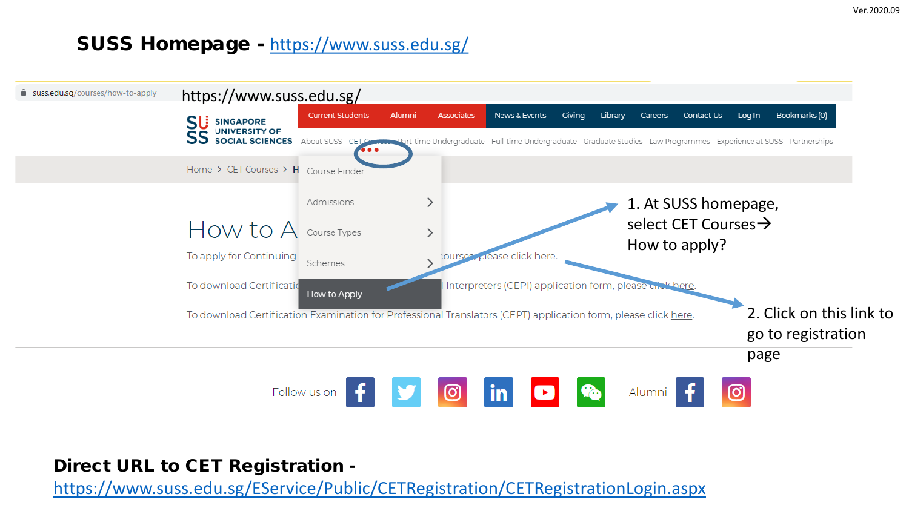Ver.2020.09

# SUSS Homepage - https://www.suss.edu.sg/

https://www.suss.edu.sg/

1. At SUSS homepage, select CET Courses→ How to apply?

2. Click on this link to go to registration page

## Direct URL to CET Registration - https://www.suss.edu.sg/EService/Public/CETRegistration/CETRegistrationLogin.aspx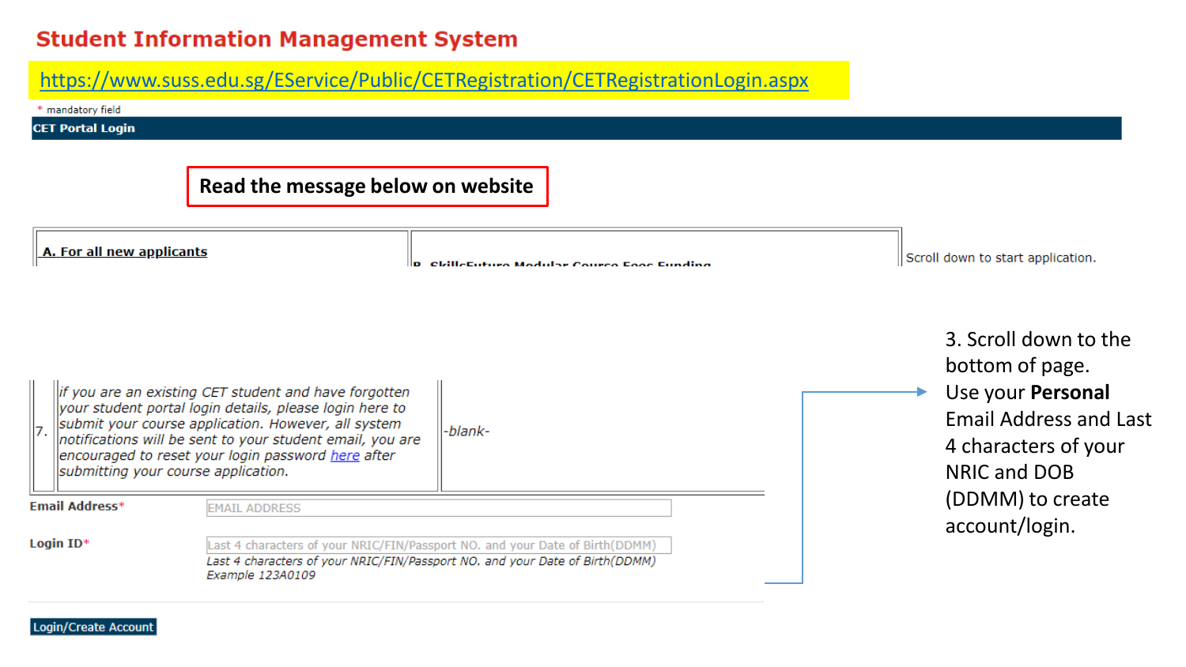# Student Information Management System

https://www.suss.edu.sg/EService/Public/CETRegistration/CETRegistrationLogin.aspx

\* mandatory field

**CET Portal Login**

**Read the message below on website**

| | |
|---|---|
| A. For all new applicants | B. SkillsFuture Modular Course Fees Funding |

Scroll down to start application.

| | | |
|---|---|---|
| 7. | *if you are an existing CET student and have forgotten your student portal login details, please login here to submit your course application. However, all system notifications will be sent to your student email, you are encouraged to reset your login password here after submitting your course application.* | *-blank-* |

**Email Address***  EMAIL ADDRESS

**Login ID***  Last 4 characters of your NRIC/FIN/Passport NO. and your Date of Birth(DDMM)

*Last 4 characters of your NRIC/FIN/Passport NO. and your Date of Birth(DDMM)*
*Example 123A0109*

Login/Create Account

3. Scroll down to the bottom of page. Use your **Personal** Email Address and Last 4 characters of your NRIC and DOB (DDMM) to create account/login.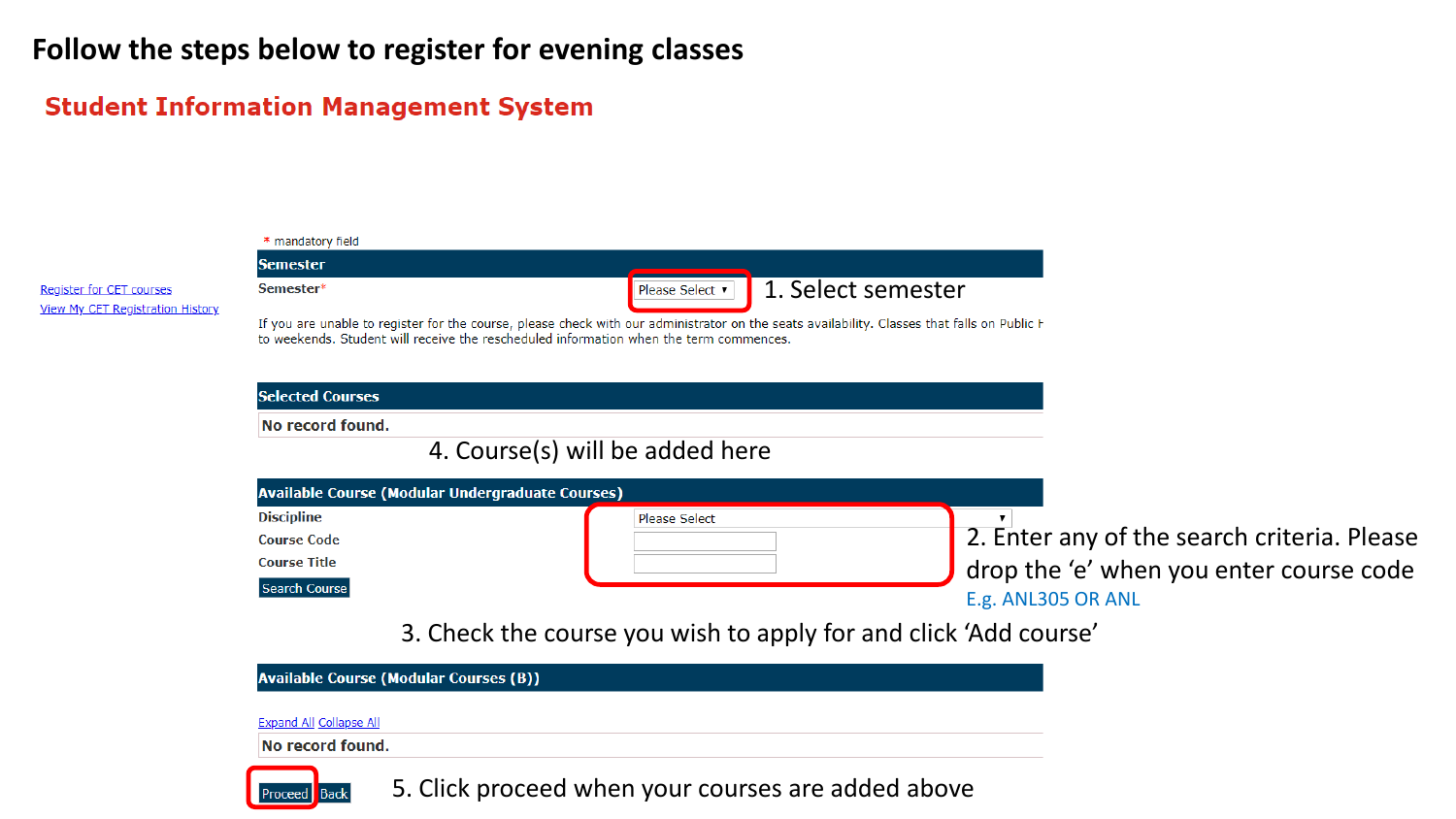# Follow the steps below to register for evening classes

## Student Information Management System

[Register for CET courses](#)
[View My CET Registration History](#)

\* mandatory field

**Semester**

**Semester***  Please Select ▼

1. Select semester

If you are unable to register for the course, please check with our administrator on the seats availability. Classes that falls on Public H to weekends. Student will receive the rescheduled information when the term commences.

**Selected Courses**

No record found.

4. Course(s) will be added here

**Available Course (Modular Undergraduate Courses)**

**Discipline**  Please Select ▼

**Course Code**

**Course Title**

Search Course

2. Enter any of the search criteria. Please drop the 'e' when you enter course code
E.g. ANL305 OR ANL

3. Check the course you wish to apply for and click 'Add course'

**Available Course (Modular Courses (B))**

Expand All Collapse All

No record found.

Proceed  Back

5. Click proceed when your courses are added above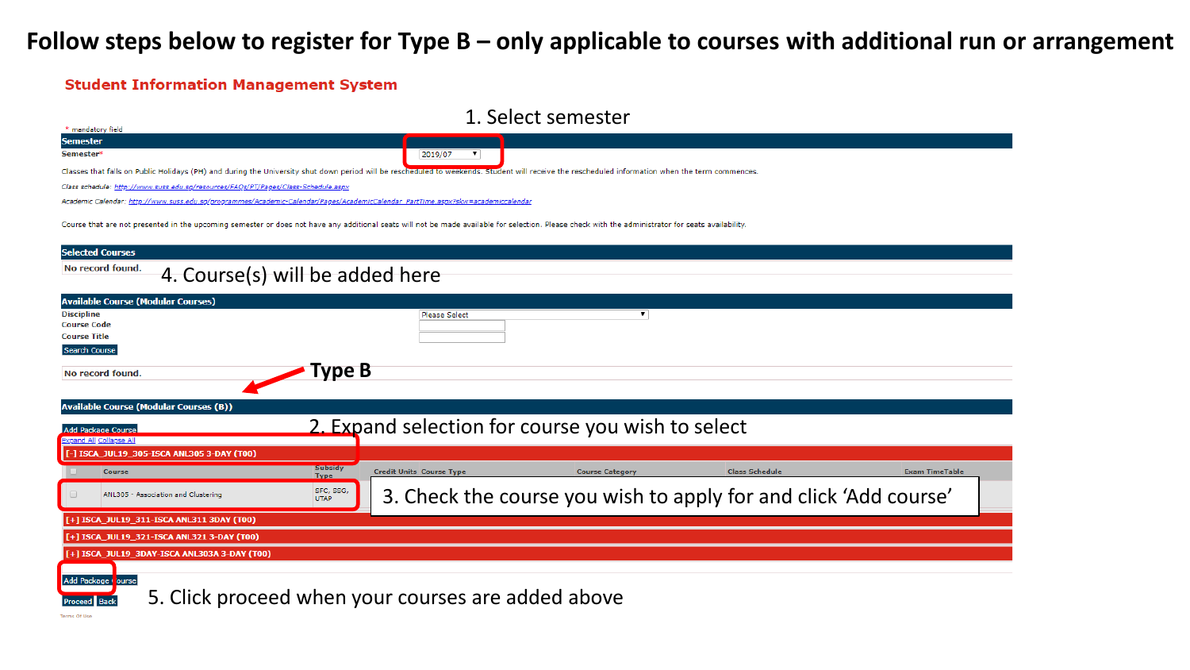# Follow steps below to register for Type B – only applicable to courses with additional run or arrangement

**Student Information Management System**

1. Select semester

\* mandatory field

**Semester**

Semester* 2019/07

Classes that falls on Public Holidays (PH) and during the University shut down period will be rescheduled to weekends. Student will receive the rescheduled information when the term commences.

Class schedule: http://www.suss.edu.sg/resources/FAQs/PT/Pages/Class-Schedule.aspx

Academic Calendar: http://www.suss.edu.sg/programmes/Academic-Calendar/Pages/AcademicCalendar_PartTime.aspx?skw=academiccalendar

Course that are not presented in the upcoming semester or does not have any additional seats will not be made available for selection. Please check with the administrator for seats availability.

**Selected Courses**

No record found.

4. Course(s) will be added here

**Available Course (Modular Courses)**

Discipline: Please Select

Course Code

Course Title

Search Course

No record found.

**Type B**

**Available Course (Modular Courses (B))**

2. Expand selection for course you wish to select

Add Package Course

Expand All Collapse All

[-] ISCA_JUL19_305-ISCA ANL305 3-DAY (T00)

| | Course | Subsidy Type | Credit Units | Course Type | Course Category | Class Schedule | Exam TimeTable |
|---|---|---|---|---|---|---|---|
| ☐ | ANL305 - Association and Clustering | SFC, SSG, UTAP | | | | | |

3. Check the course you wish to apply for and click 'Add course'

[+] ISCA_JUL19_311-ISCA ANL311 3DAY (T00)

[+] ISCA_JUL19_321-ISCA ANL321 3-DAY (T00)

[+] ISCA_JUL19_3DAY-ISCA ANL303A 3-DAY (T00)

Add Package Course

Proceed Back

5. Click proceed when your courses are added above

Terms Of Use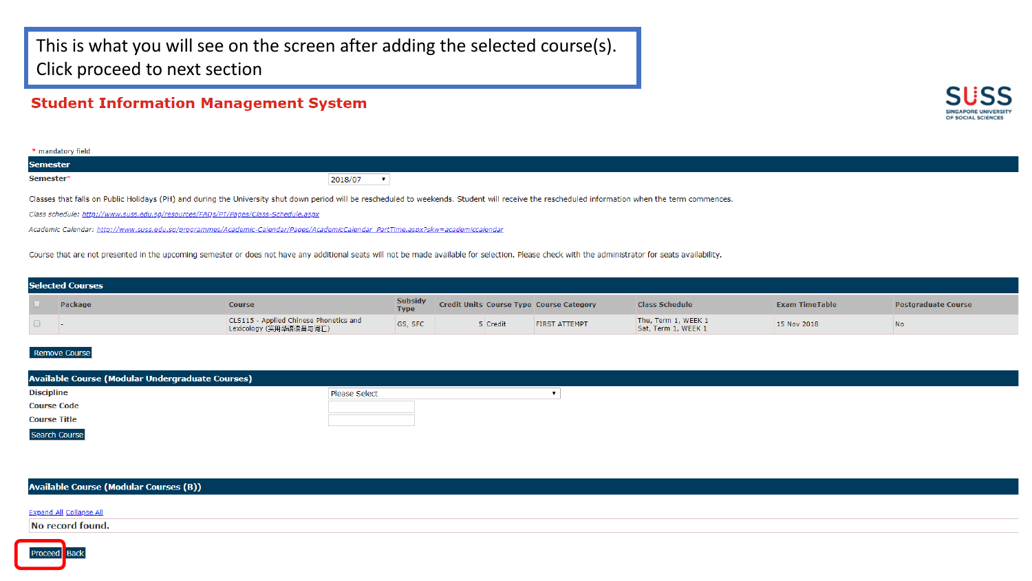This is what you will see on the screen after adding the selected course(s). Click proceed to next section

# Student Information Management System

SUSS SINGAPORE UNIVERSITY OF SOCIAL SCIENCES

* mandatory field

## Semester

**Semester*** 2018/07

Classes that falls on Public Holidays (PH) and during the University shut down period will be rescheduled to weekends. Student will receive the rescheduled information when the term commences.

*Class schedule: http://www.suss.edu.sg/resources/FAQs/PT/Pages/Class-Schedule.aspx*

*Academic Calendar: http://www.suss.edu.sg/programmes/Academic-Calendar/Pages/AcademicCalendar_PartTime.aspx?skw=academiccalendar*

Course that are not presented in the upcoming semester or does not have any additional seats will not be made available for selection. Please check with the administrator for seats availability.

## Selected Courses

| | Package | Course | Subsidy Type | Credit Units | Course Type | Course Category | Class Schedule | Exam TimeTable | Postgraduate Course |
|---|---|---|---|---|---|---|---|---|---|
| | - | CLS115 - Applied Chinese Phonetics and Lexicology (实用华语语音与词汇) | GS, SFC | 5 | Credit | FIRST ATTEMPT | Thu, Term 1, WEEK 1<br>Sat, Term 1, WEEK 1 | 15 Nov 2018 | No |

Remove Course

## Available Course (Modular Undergraduate Courses)

**Discipline** Please Select

**Course Code**

**Course Title**

Search Course

## Available Course (Modular Courses (B))

Expand All Collapse All

No record found.

Proceed Back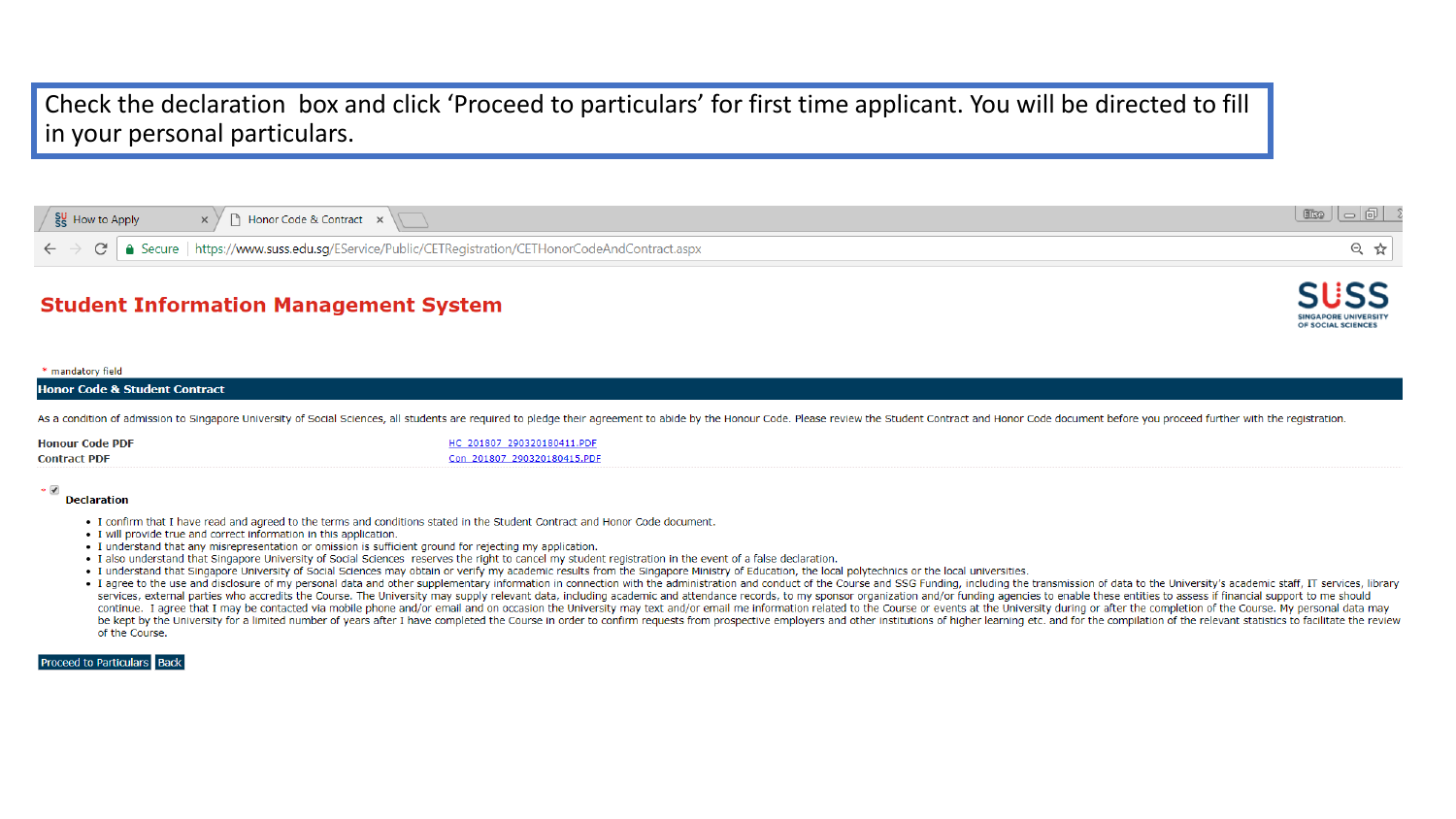Check the declaration box and click 'Proceed to particulars' for first time applicant. You will be directed to fill in your personal particulars.

How to Apply | Honor Code & Contract

Secure | https://www.suss.edu.sg/EService/Public/CETRegistration/CETHonorCodeAndContract.aspx

## Student Information Management System

SUSS SINGAPORE UNIVERSITY OF SOCIAL SCIENCES

* mandatory field

**Honor Code & Student Contract**

As a condition of admission to Singapore University of Social Sciences, all students are required to pledge their agreement to abide by the Honour Code. Please review the Student Contract and Honor Code document before you proceed further with the registration.

| | |
|---|---|
| **Honour Code PDF** | HC_201807_290320180411.PDF |
| **Contract PDF** | Con_201807_290320180415.PDF |

* ☑ **Declaration**

- I confirm that I have read and agreed to the terms and conditions stated in the Student Contract and Honor Code document.
- I will provide true and correct information in this application.
- I understand that any misrepresentation or omission is sufficient ground for rejecting my application.
- I also understand that Singapore University of Social Sciences reserves the right to cancel my student registration in the event of a false declaration.
- I understand that Singapore University of Social Sciences may obtain or verify my academic results from the Singapore Ministry of Education, the local polytechnics or the local universities.
- I agree to the use and disclosure of my personal data and other supplementary information in connection with the administration and conduct of the Course and SSG Funding, including the transmission of data to the University's academic staff, IT services, library services, external parties who accredits the Course. The University may supply relevant data, including academic and attendance records, to my sponsor organization and/or funding agencies to enable these entities to assess if financial support to me should continue. I agree that I may be contacted via mobile phone and/or email and on occasion the University may text and/or email me information related to the Course or events at the University during or after the completion of the Course. My personal data may be kept by the University for a limited number of years after I have completed the Course in order to confirm requests from prospective employers and other institutions of higher learning etc. and for the compilation of the relevant statistics to facilitate the review of the Course.

Proceed to Particulars | Back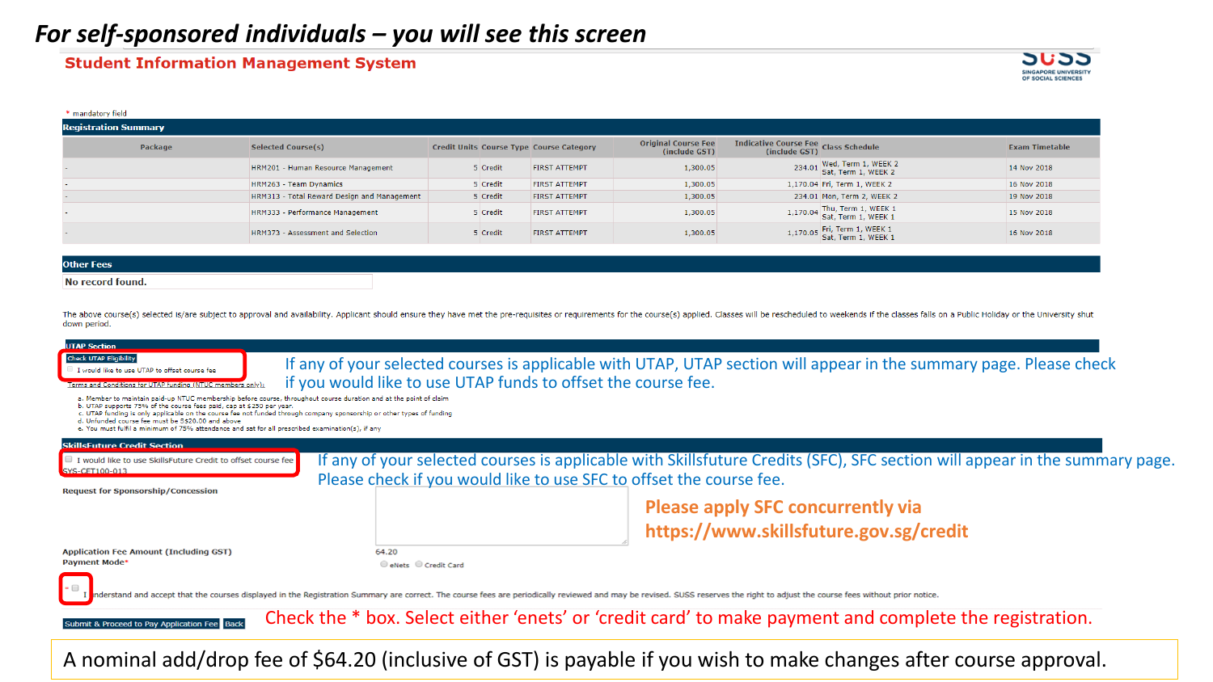*For self-sponsored individuals – you will see this screen*

**Student Information Management System**

SUSS
SINGAPORE UNIVERSITY OF SOCIAL SCIENCES

\* mandatory field

**Registration Summary**

| Package | Selected Course(s) | Credit Units | Course Type | Course Category | Original Course Fee (include GST) | Indicative Course Fee (include GST) | Class Schedule | Exam Timetable |
|---|---|---|---|---|---|---|---|---|
| - | HRM201 - Human Resource Management | 5 | Credit | FIRST ATTEMPT | 1,300.05 | 234.01 | Wed, Term 1, WEEK 2<br>Sat, Term 1, WEEK 2 | 14 Nov 2018 |
| - | HRM263 - Team Dynamics | 5 | Credit | FIRST ATTEMPT | 1,300.05 | 1,170.04 | Fri, Term 1, WEEK 2 | 16 Nov 2018 |
| - | HRM313 - Total Reward Design and Management | 5 | Credit | FIRST ATTEMPT | 1,300.05 | 234.01 | Mon, Term 2, WEEK 2 | 19 Nov 2018 |
| - | HRM333 - Performance Management | 5 | Credit | FIRST ATTEMPT | 1,300.05 | 1,170.04 | Thu, Term 1, WEEK 1<br>Sat, Term 1, WEEK 1 | 15 Nov 2018 |
| - | HRM373 - Assessment and Selection | 5 | Credit | FIRST ATTEMPT | 1,300.05 | 1,170.05 | Fri, Term 1, WEEK 1<br>Sat, Term 1, WEEK 1 | 16 Nov 2018 |

**Other Fees**

No record found.

The above course(s) selected is/are subject to approval and availability. Applicant should ensure they have met the pre-requisites or requirements for the course(s) applied. Classes will be rescheduled to weekends if the classes falls on a Public Holiday or the University shut down period.

**UTAP Section**

Check UTAP Eligibility

☐ I would like to use UTAP to offset course fee

If any of your selected courses is applicable with UTAP, UTAP section will appear in the summary page. Please check if you would like to use UTAP funds to offset the course fee.

Terms and Conditions for UTAP funding (NTUC members only):

a. Member to maintain paid-up NTUC membership before course, throughout course duration and at the point of claim
b. UTAP supports 75% of the course fees paid, cap at $250 per year.
c. UTAP funding is only applicable on the course fee not funded through company sponsorship or other types of funding
d. Unfunded course fee must be S$20.00 and above
e. You must fulfil a minimum of 75% attendance and sat for all prescribed examination(s), if any

**SkillsFuture Credit Section**

☐ I would like to use SkillsFuture Credit to offset course fee
SYS-CET100-013

If any of your selected courses is applicable with Skillsfuture Credits (SFC), SFC section will appear in the summary page. Please check if you would like to use SFC to offset the course fee.

**Request for Sponsorship/Concession**

**Please apply SFC concurrently via https://www.skillsfuture.gov.sg/credit**

**Application Fee Amount (Including GST)** 64.20

**Payment Mode\*** ○ eNets ○ Credit Card

\* ☐ I understand and accept that the courses displayed in the Registration Summary are correct. The course fees are periodically reviewed and may be revised. SUSS reserves the right to adjust the course fees without prior notice.

Submit & Proceed to Pay Application Fee | Back

Check the * box. Select either 'enets' or 'credit card' to make payment and complete the registration.

A nominal add/drop fee of $64.20 (inclusive of GST) is payable if you wish to make changes after course approval.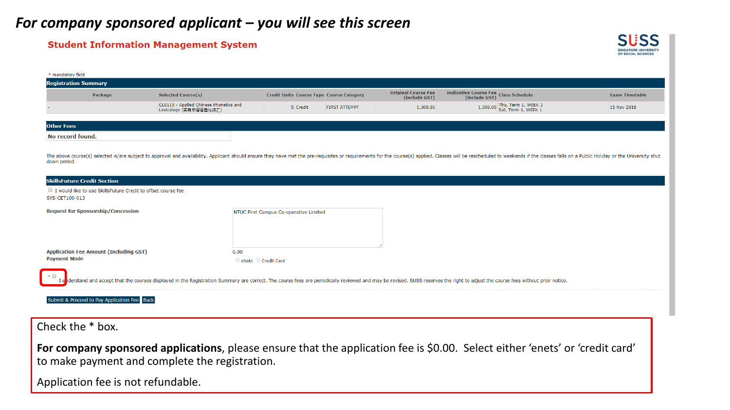# *For company sponsored applicant – you will see this screen*

**Student Information Management System**

SUSS SINGAPORE UNIVERSITY OF SOCIAL SCIENCES

\* mandatory field

**Registration Summary**

| Package | Selected Course(s) | Credit Units | Course Type | Course Category | Original Course Fee (include GST) | Indicative Course Fee (include GST) | Class Schedule | Exam Timetable |
|---|---|---|---|---|---|---|---|---|
| - | CLS115 - Applied Chinese Phonetics and Lexicology (实用华语语音与词汇) | 5 | Credit | FIRST ATTEMPT | 1,300.05 | 1,300.05 | Thu, Term 1, WEEK 1<br>Sat, Term 1, WEEK 1 | 15 Nov 2018 |

**Other Fees**

No record found.

The above course(s) selected is/are subject to approval and availability. Applicant should ensure they have met the pre-requisites or requirements for the course(s) applied. Classes will be rescheduled to weekends if the classes falls on a Public Holiday or the University shut down period.

**SkillsFuture Credit Section**

☐ I would like to use SkillsFuture Credit to offset course fee

SYS-CET100-013

**Request for Sponsorship/Concession** NTUC First Campus Co-operative Limited

**Application Fee Amount (Including GST)** 0.00

**Payment Mode** ○ eNets ○ Credit Card

\* ☐ I understand and accept that the courses displayed in the Registration Summary are correct. The course fees are periodically reviewed and may be revised. SUSS reserves the right to adjust the course fees without prior notice.

Submit & Proceed to Pay Application Fee | Back

Check the * box.

**For company sponsored applications**, please ensure that the application fee is $0.00. Select either 'enets' or 'credit card' to make payment and complete the registration.

Application fee is not refundable.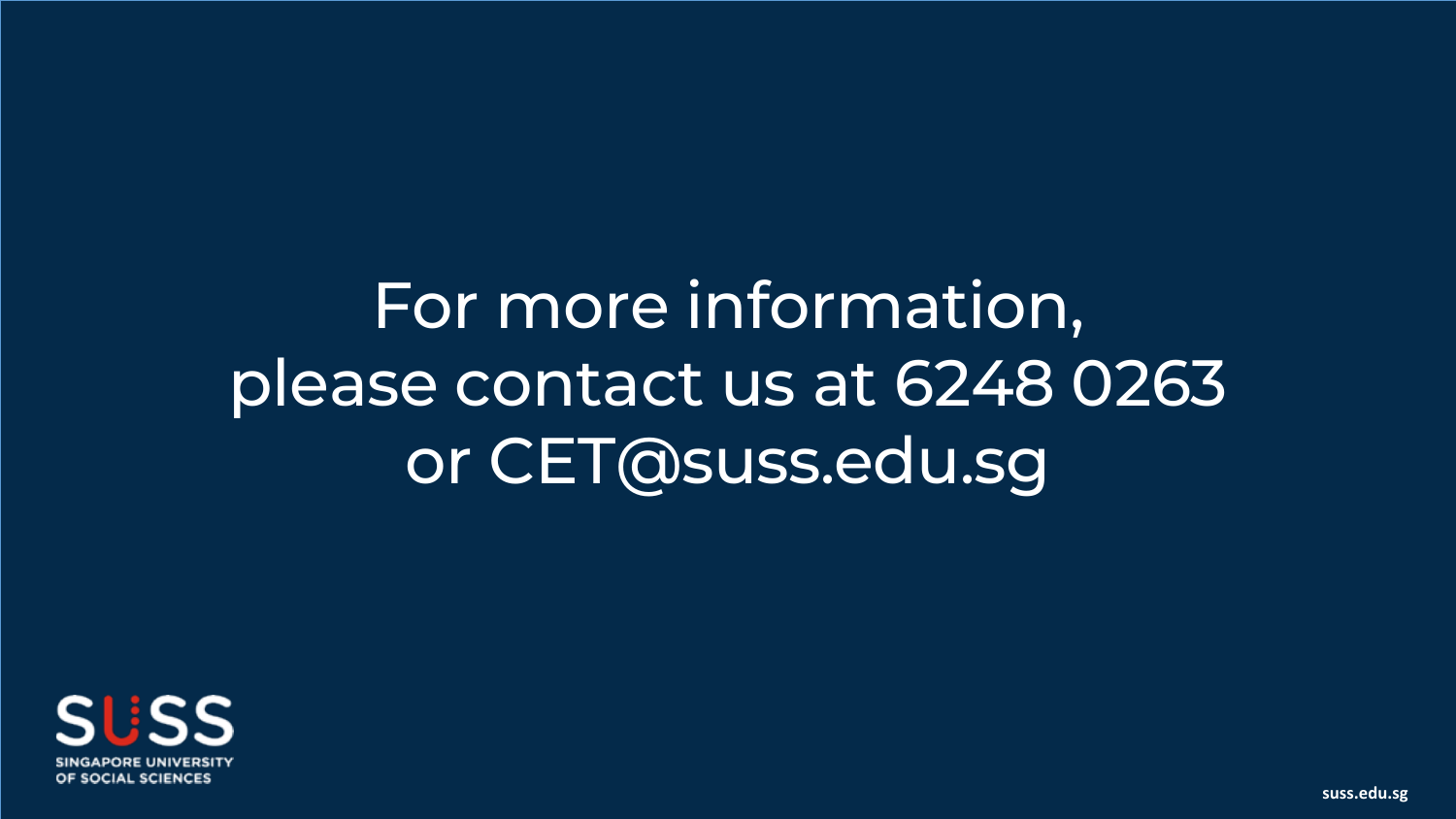For more information,
please contact us at 6248 0263
or CET@suss.edu.sg

SUSS
SINGAPORE UNIVERSITY
OF SOCIAL SCIENCES

suss.edu.sg